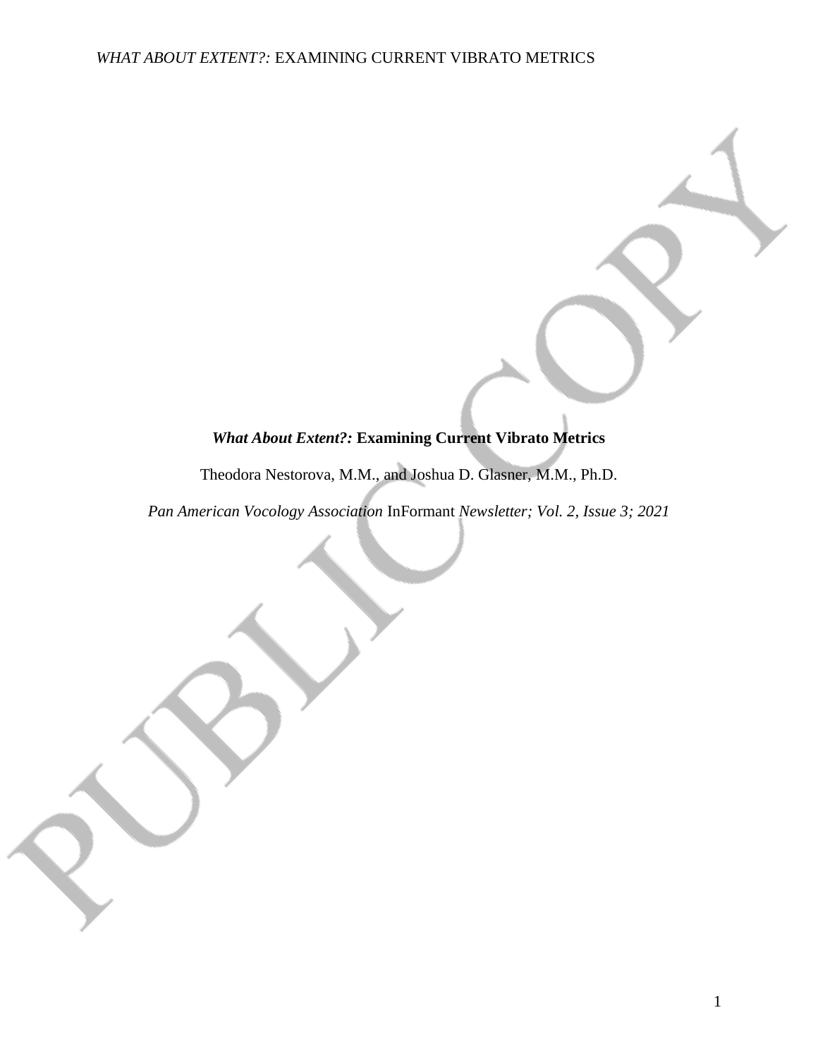# *What About Extent?:* Examining Current Vibrato Metrics

Theodora Nestorova, M.M., and Joshua D. Glasner, M.M., Ph.D.

*Pan American Vocology Association* InFormant *Newsletter; Vol. 2, Issue 3; 2021*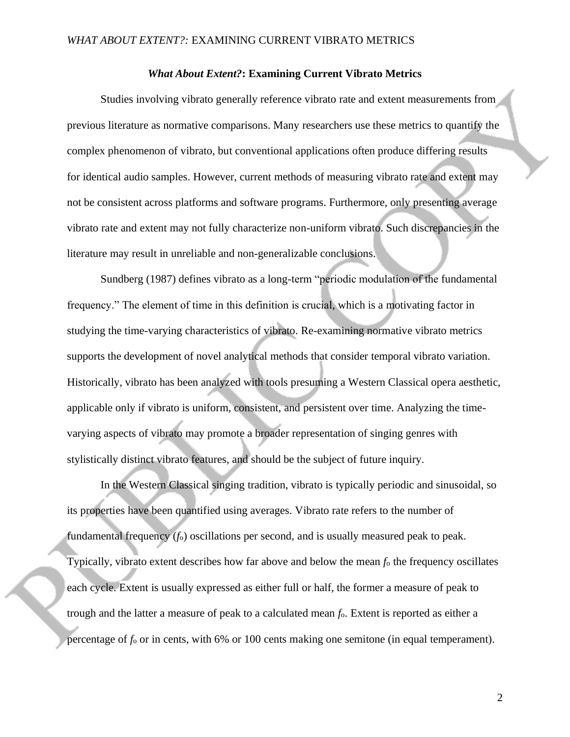## *What About Extent?*: Examining Current Vibrato Metrics

Studies involving vibrato generally reference vibrato rate and extent measurements from previous literature as normative comparisons. Many researchers use these metrics to quantify the complex phenomenon of vibrato, but conventional applications often produce differing results for identical audio samples. However, current methods of measuring vibrato rate and extent may not be consistent across platforms and software programs. Furthermore, only presenting average vibrato rate and extent may not fully characterize non-uniform vibrato. Such discrepancies in the literature may result in unreliable and non-generalizable conclusions.

Sundberg (1987) defines vibrato as a long-term "periodic modulation of the fundamental frequency." The element of time in this definition is crucial, which is a motivating factor in studying the time-varying characteristics of vibrato. Re-examining normative vibrato metrics supports the development of novel analytical methods that consider temporal vibrato variation. Historically, vibrato has been analyzed with tools presuming a Western Classical opera aesthetic, applicable only if vibrato is uniform, consistent, and persistent over time. Analyzing the time-varying aspects of vibrato may promote a broader representation of singing genres with stylistically distinct vibrato features, and should be the subject of future inquiry.

In the Western Classical singing tradition, vibrato is typically periodic and sinusoidal, so its properties have been quantified using averages. Vibrato rate refers to the number of fundamental frequency ($f_o$) oscillations per second, and is usually measured peak to peak. Typically, vibrato extent describes how far above and below the mean $f_o$ the frequency oscillates each cycle. Extent is usually expressed as either full or half, the former a measure of peak to trough and the latter a measure of peak to a calculated mean $f_o$. Extent is reported as either a percentage of $f_o$ or in cents, with 6% or 100 cents making one semitone (in equal temperament).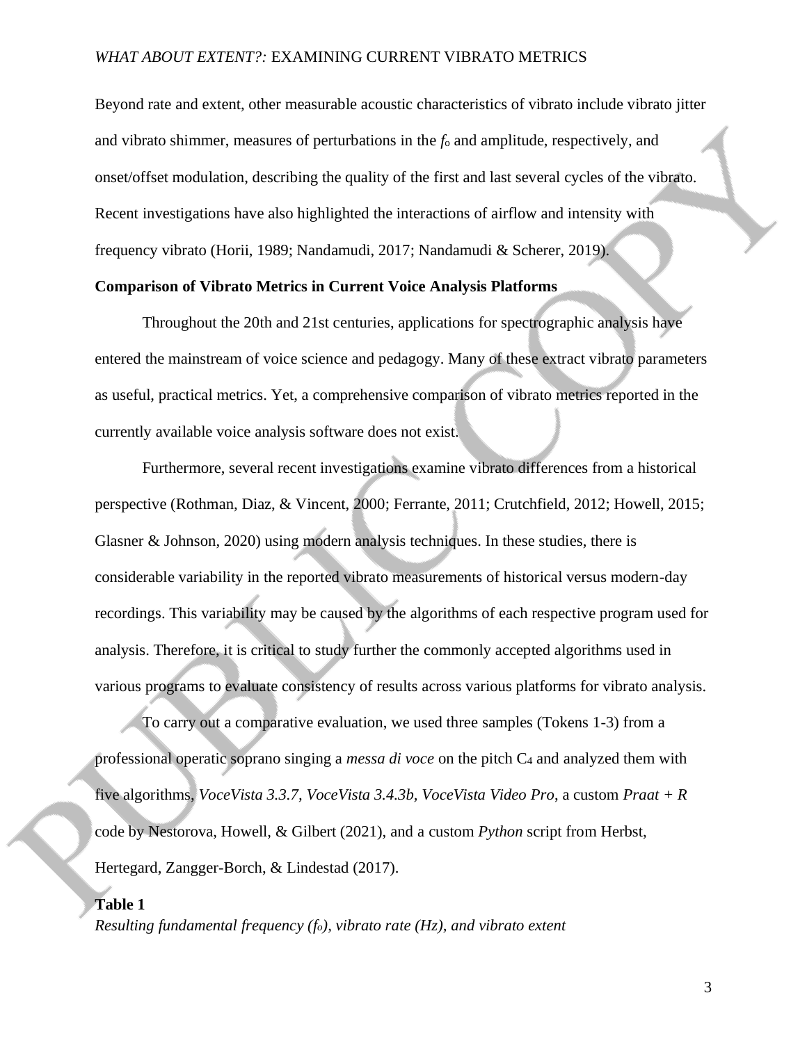Beyond rate and extent, other measurable acoustic characteristics of vibrato include vibrato jitter and vibrato shimmer, measures of perturbations in the $f_o$ and amplitude, respectively, and onset/offset modulation, describing the quality of the first and last several cycles of the vibrato. Recent investigations have also highlighted the interactions of airflow and intensity with frequency vibrato (Horii, 1989; Nandamudi, 2017; Nandamudi & Scherer, 2019).

**Comparison of Vibrato Metrics in Current Voice Analysis Platforms**

Throughout the 20th and 21st centuries, applications for spectrographic analysis have entered the mainstream of voice science and pedagogy. Many of these extract vibrato parameters as useful, practical metrics. Yet, a comprehensive comparison of vibrato metrics reported in the currently available voice analysis software does not exist.

Furthermore, several recent investigations examine vibrato differences from a historical perspective (Rothman, Diaz, & Vincent, 2000; Ferrante, 2011; Crutchfield, 2012; Howell, 2015; Glasner & Johnson, 2020) using modern analysis techniques. In these studies, there is considerable variability in the reported vibrato measurements of historical versus modern-day recordings. This variability may be caused by the algorithms of each respective program used for analysis. Therefore, it is critical to study further the commonly accepted algorithms used in various programs to evaluate consistency of results across various platforms for vibrato analysis.

To carry out a comparative evaluation, we used three samples (Tokens 1-3) from a professional operatic soprano singing a *messa di voce* on the pitch $C_4$ and analyzed them with five algorithms, *VoceVista 3.3.7*, *VoceVista 3.4.3b*, *VoceVista Video Pro*, a custom *Praat + R* code by Nestorova, Howell, & Gilbert (2021), and a custom *Python* script from Herbst, Hertegard, Zangger-Borch, & Lindestad (2017).

**Table 1**

*Resulting fundamental frequency ($f_o$), vibrato rate (Hz), and vibrato extent*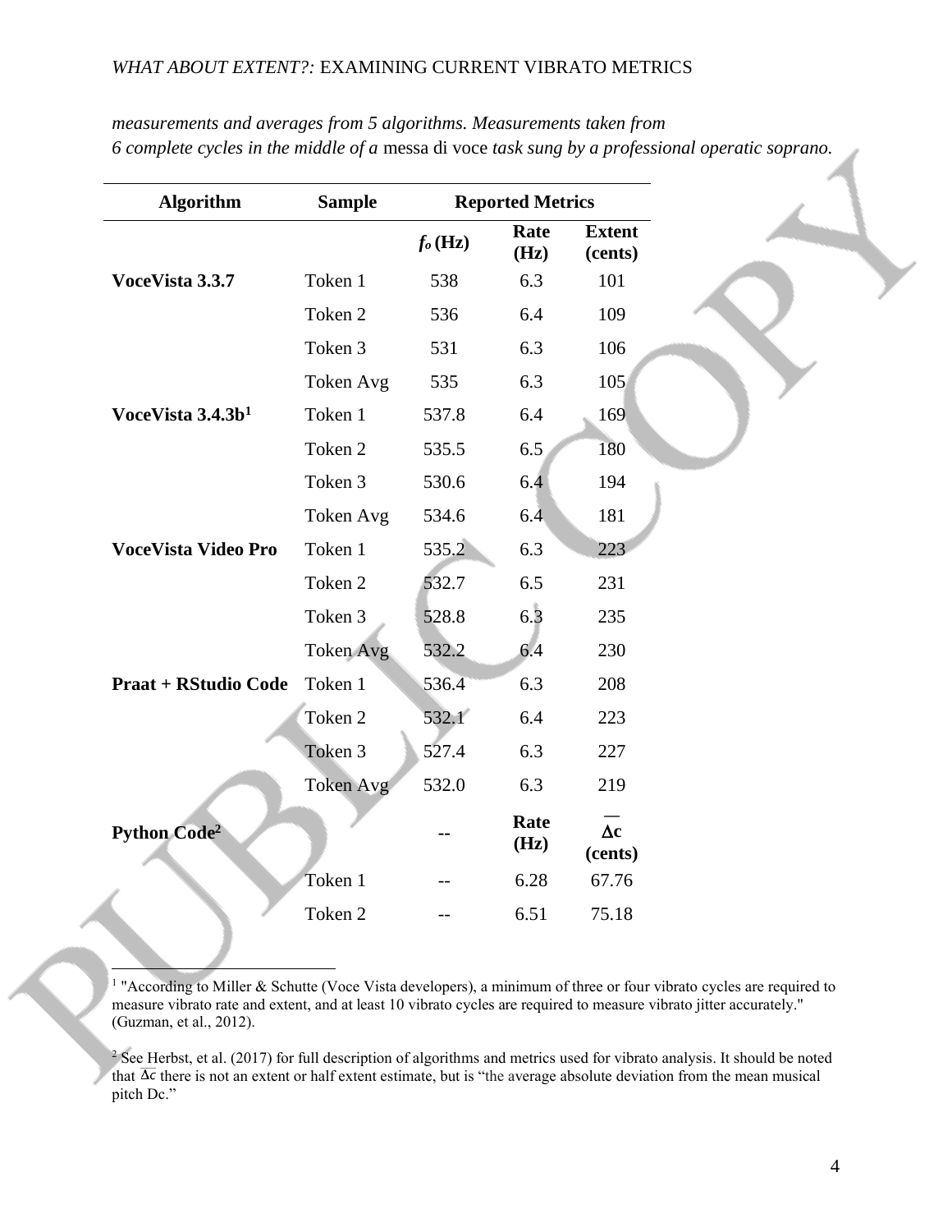*measurements and averages from 5 algorithms. Measurements taken from 6 complete cycles in the middle of a* messa di voce *task sung by a professional operatic soprano.*

| Algorithm | Sample | Reported Metrics | | |
|---|---|---|---|---|
| | | $f_o$ (Hz) | Rate (Hz) | Extent (cents) |
| **VoceVista 3.3.7** | Token 1 | 538 | 6.3 | 101 |
| | Token 2 | 536 | 6.4 | 109 |
| | Token 3 | 531 | 6.3 | 106 |
| | Token Avg | 535 | 6.3 | 105 |
| **VoceVista 3.4.3b**[1] | Token 1 | 537.8 | 6.4 | 169 |
| | Token 2 | 535.5 | 6.5 | 180 |
| | Token 3 | 530.6 | 6.4 | 194 |
| | Token Avg | 534.6 | 6.4 | 181 |
| **VoceVista Video Pro** | Token 1 | 535.2 | 6.3 | 223 |
| | Token 2 | 532.7 | 6.5 | 231 |
| | Token 3 | 528.8 | 6.3 | 235 |
| | Token Avg | 532.2 | 6.4 | 230 |
| **Praat + RStudio Code** | Token 1 | 536.4 | 6.3 | 208 |
| | Token 2 | 532.1 | 6.4 | 223 |
| | Token 3 | 527.4 | 6.3 | 227 |
| | Token Avg | 532.0 | 6.3 | 219 |
| **Python Code**[2] | | -- | **Rate (Hz)** | **$\overline{\Delta c}$ (cents)** |
| | Token 1 | -- | 6.28 | 67.76 |
| | Token 2 | -- | 6.51 | 75.18 |

[1] "According to Miller & Schutte (Voce Vista developers), a minimum of three or four vibrato cycles are required to measure vibrato rate and extent, and at least 10 vibrato cycles are required to measure vibrato jitter accurately." (Guzman, et al., 2012).

[2] See Herbst, et al. (2017) for full description of algorithms and metrics used for vibrato analysis. It should be noted that $\overline{\Delta c}$ there is not an extent or half extent estimate, but is "the average absolute deviation from the mean musical pitch Dc."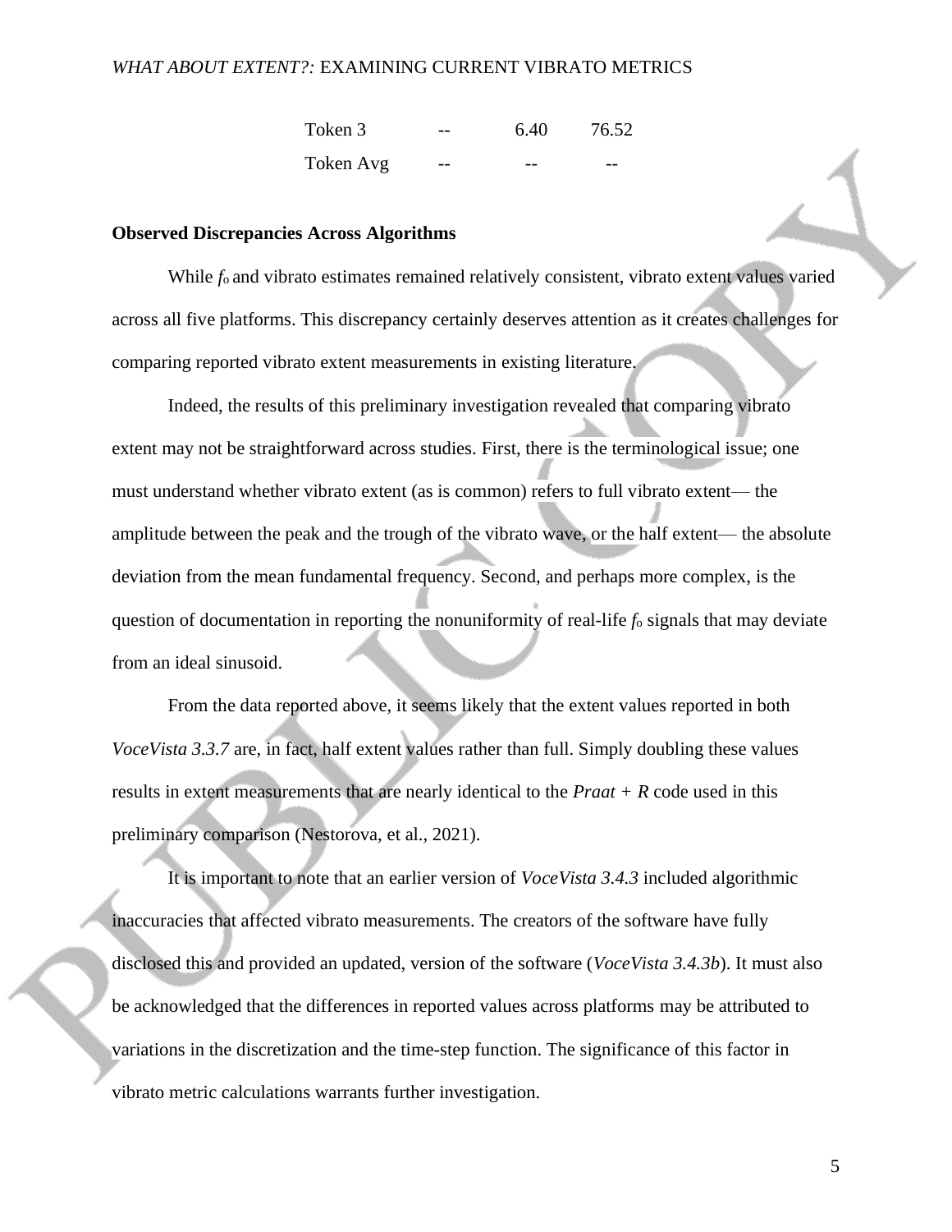| Token 3 | -- | 6.40 | 76.52 |
| --- | --- | --- | --- |
| Token Avg | -- | -- | -- |

**Observed Discrepancies Across Algorithms**

While $f_o$ and vibrato estimates remained relatively consistent, vibrato extent values varied across all five platforms. This discrepancy certainly deserves attention as it creates challenges for comparing reported vibrato extent measurements in existing literature.

Indeed, the results of this preliminary investigation revealed that comparing vibrato extent may not be straightforward across studies. First, there is the terminological issue; one must understand whether vibrato extent (as is common) refers to full vibrato extent— the amplitude between the peak and the trough of the vibrato wave, or the half extent— the absolute deviation from the mean fundamental frequency. Second, and perhaps more complex, is the question of documentation in reporting the nonuniformity of real-life $f_o$ signals that may deviate from an ideal sinusoid.

From the data reported above, it seems likely that the extent values reported in both *VoceVista 3.3.7* are, in fact, half extent values rather than full. Simply doubling these values results in extent measurements that are nearly identical to the *Praat + R* code used in this preliminary comparison (Nestorova, et al., 2021).

It is important to note that an earlier version of *VoceVista 3.4.3* included algorithmic inaccuracies that affected vibrato measurements. The creators of the software have fully disclosed this and provided an updated, version of the software (*VoceVista 3.4.3b*). It must also be acknowledged that the differences in reported values across platforms may be attributed to variations in the discretization and the time-step function. The significance of this factor in vibrato metric calculations warrants further investigation.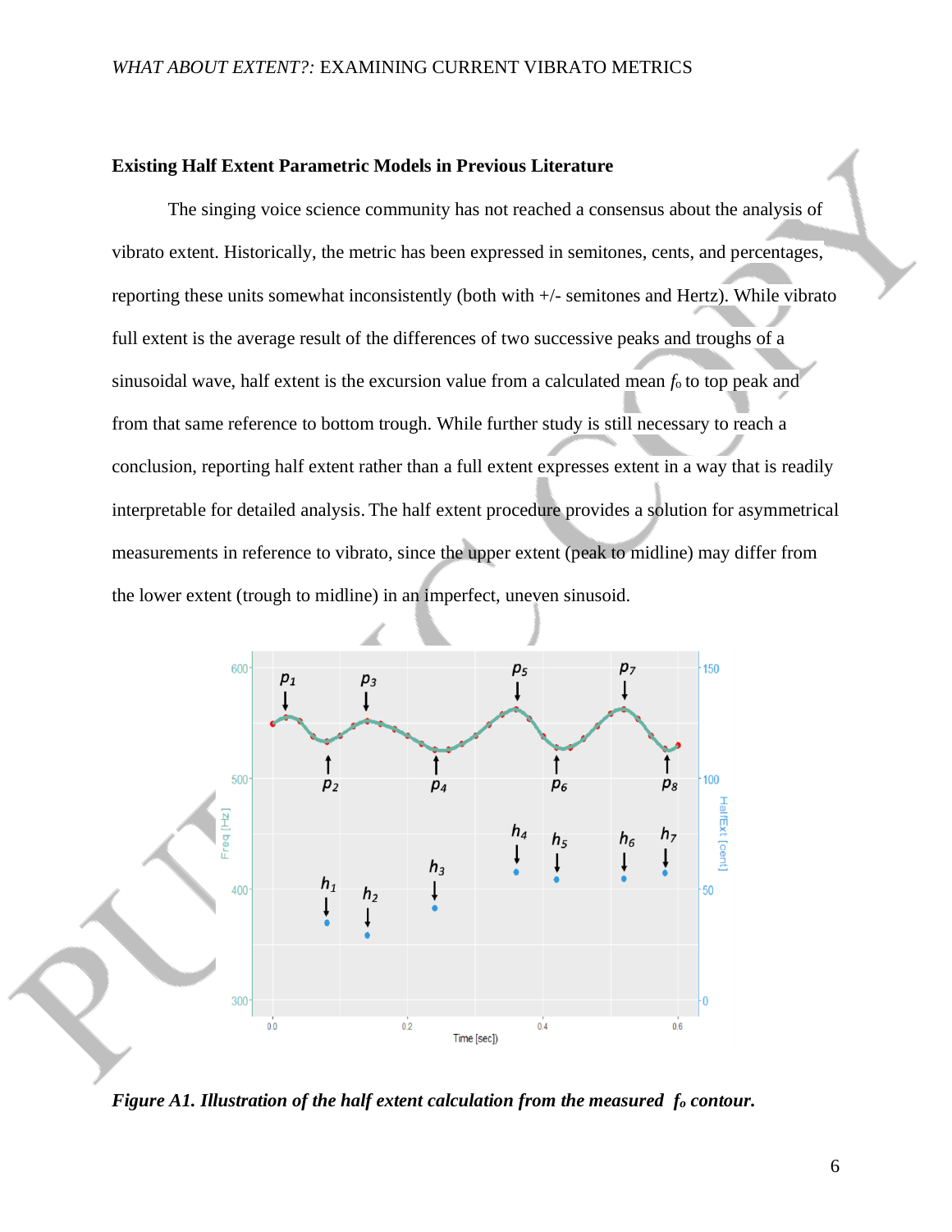### Existing Half Extent Parametric Models in Previous Literature

The singing voice science community has not reached a consensus about the analysis of vibrato extent. Historically, the metric has been expressed in semitones, cents, and percentages, reporting these units somewhat inconsistently (both with +/- semitones and Hertz). While vibrato full extent is the average result of the differences of two successive peaks and troughs of a sinusoidal wave, half extent is the excursion value from a calculated mean $f_o$ to top peak and from that same reference to bottom trough. While further study is still necessary to reach a conclusion, reporting half extent rather than a full extent expresses extent in a way that is readily interpretable for detailed analysis. The half extent procedure provides a solution for asymmetrical measurements in reference to vibrato, since the upper extent (peak to midline) may differ from the lower extent (trough to midline) in an imperfect, uneven sinusoid.

***Figure A1. Illustration of the half extent calculation from the measured $f_o$ contour.***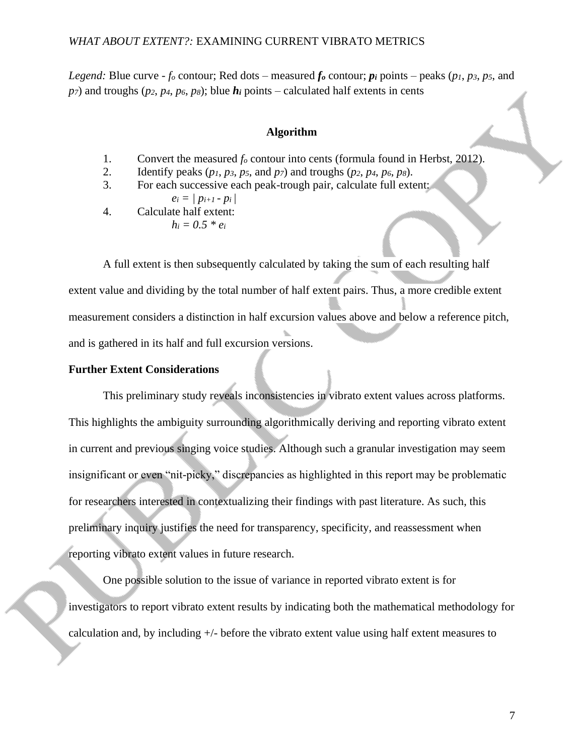*Legend:* Blue curve - $f_o$ contour; Red dots – measured $\boldsymbol{f_o}$ contour; $\boldsymbol{p_i}$ points – peaks ($p_1$, $p_3$, $p_5$, and $p_7$) and troughs ($p_2$, $p_4$, $p_6$, $p_8$); blue $\boldsymbol{h_i}$ points – calculated half extents in cents

**Algorithm**

1. Convert the measured $f_o$ contour into cents (formula found in Herbst, 2012).
2. Identify peaks ($p_1$, $p_3$, $p_5$, and $p_7$) and troughs ($p_2$, $p_4$, $p_6$, $p_8$).
3. For each successive each peak-trough pair, calculate full extent:
   $e_i = | p_{i+1} - p_i |$
4. Calculate half extent:
   $h_i = 0.5 * e_i$

A full extent is then subsequently calculated by taking the sum of each resulting half extent value and dividing by the total number of half extent pairs. Thus, a more credible extent measurement considers a distinction in half excursion values above and below a reference pitch, and is gathered in its half and full excursion versions.

**Further Extent Considerations**

This preliminary study reveals inconsistencies in vibrato extent values across platforms. This highlights the ambiguity surrounding algorithmically deriving and reporting vibrato extent in current and previous singing voice studies. Although such a granular investigation may seem insignificant or even "nit-picky," discrepancies as highlighted in this report may be problematic for researchers interested in contextualizing their findings with past literature. As such, this preliminary inquiry justifies the need for transparency, specificity, and reassessment when reporting vibrato extent values in future research.

One possible solution to the issue of variance in reported vibrato extent is for investigators to report vibrato extent results by indicating both the mathematical methodology for calculation and, by including +/- before the vibrato extent value using half extent measures to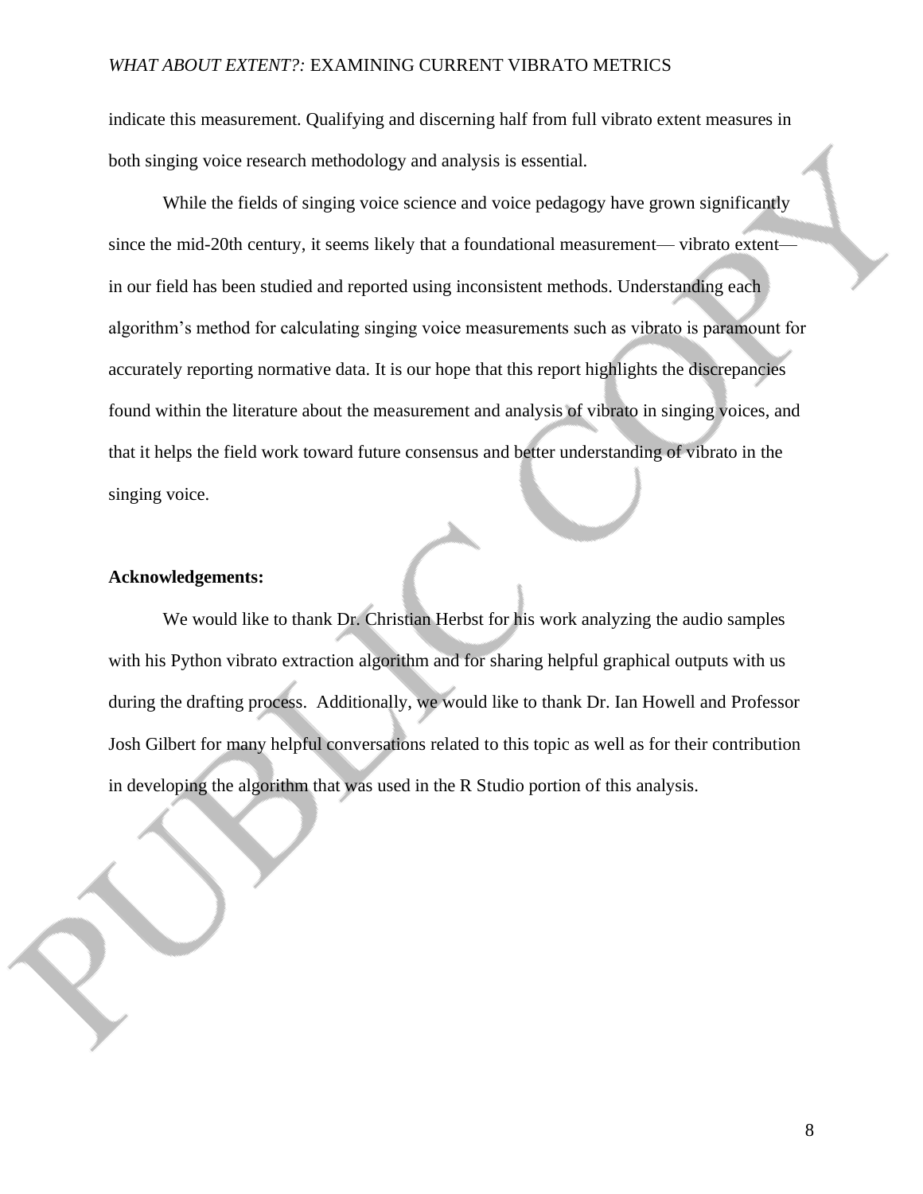indicate this measurement. Qualifying and discerning half from full vibrato extent measures in both singing voice research methodology and analysis is essential.

While the fields of singing voice science and voice pedagogy have grown significantly since the mid-20th century, it seems likely that a foundational measurement— vibrato extent— in our field has been studied and reported using inconsistent methods. Understanding each algorithm's method for calculating singing voice measurements such as vibrato is paramount for accurately reporting normative data. It is our hope that this report highlights the discrepancies found within the literature about the measurement and analysis of vibrato in singing voices, and that it helps the field work toward future consensus and better understanding of vibrato in the singing voice.

**Acknowledgements:**

We would like to thank Dr. Christian Herbst for his work analyzing the audio samples with his Python vibrato extraction algorithm and for sharing helpful graphical outputs with us during the drafting process. Additionally, we would like to thank Dr. Ian Howell and Professor Josh Gilbert for many helpful conversations related to this topic as well as for their contribution in developing the algorithm that was used in the R Studio portion of this analysis.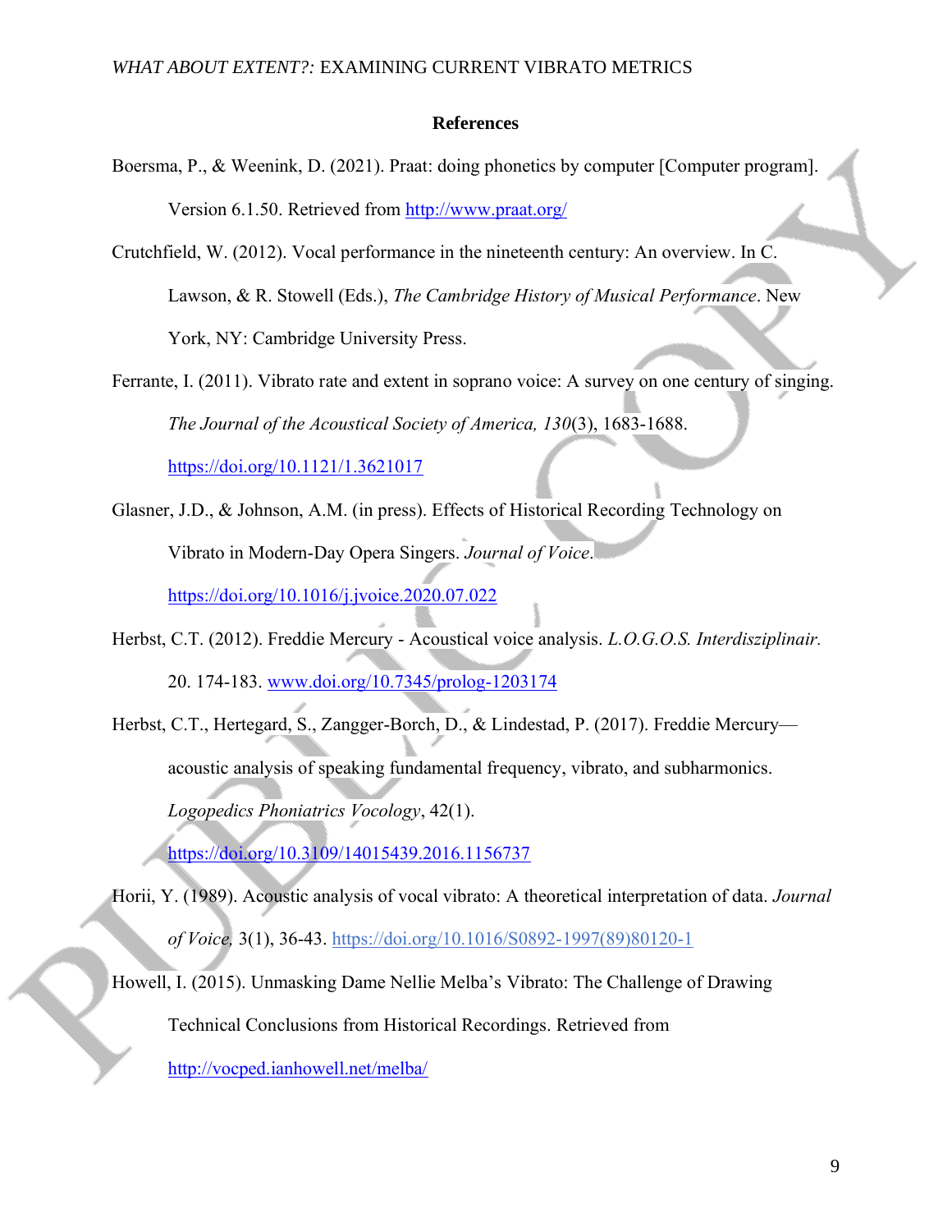## References

Boersma, P., & Weenink, D. (2021). Praat: doing phonetics by computer [Computer program]. Version 6.1.50. Retrieved from http://www.praat.org/

Crutchfield, W. (2012). Vocal performance in the nineteenth century: An overview. In C. Lawson, & R. Stowell (Eds.), *The Cambridge History of Musical Performance*. New York, NY: Cambridge University Press.

Ferrante, I. (2011). Vibrato rate and extent in soprano voice: A survey on one century of singing. *The Journal of the Acoustical Society of America, 130*(3), 1683-1688. https://doi.org/10.1121/1.3621017

Glasner, J.D., & Johnson, A.M. (in press). Effects of Historical Recording Technology on Vibrato in Modern-Day Opera Singers. *Journal of Voice*. https://doi.org/10.1016/j.jvoice.2020.07.022

Herbst, C.T. (2012). Freddie Mercury - Acoustical voice analysis. *L.O.G.O.S. Interdisziplinair.* 20. 174-183. www.doi.org/10.7345/prolog-1203174

Herbst, C.T., Hertegard, S., Zangger-Borch, D., & Lindestad, P. (2017). Freddie Mercury—acoustic analysis of speaking fundamental frequency, vibrato, and subharmonics. *Logopedics Phoniatrics Vocology*, 42(1). https://doi.org/10.3109/14015439.2016.1156737

Horii, Y. (1989). Acoustic analysis of vocal vibrato: A theoretical interpretation of data. *Journal of Voice,* 3(1), 36-43. https://doi.org/10.1016/S0892-1997(89)80120-1

Howell, I. (2015). Unmasking Dame Nellie Melba's Vibrato: The Challenge of Drawing Technical Conclusions from Historical Recordings. Retrieved from http://vocped.ianhowell.net/melba/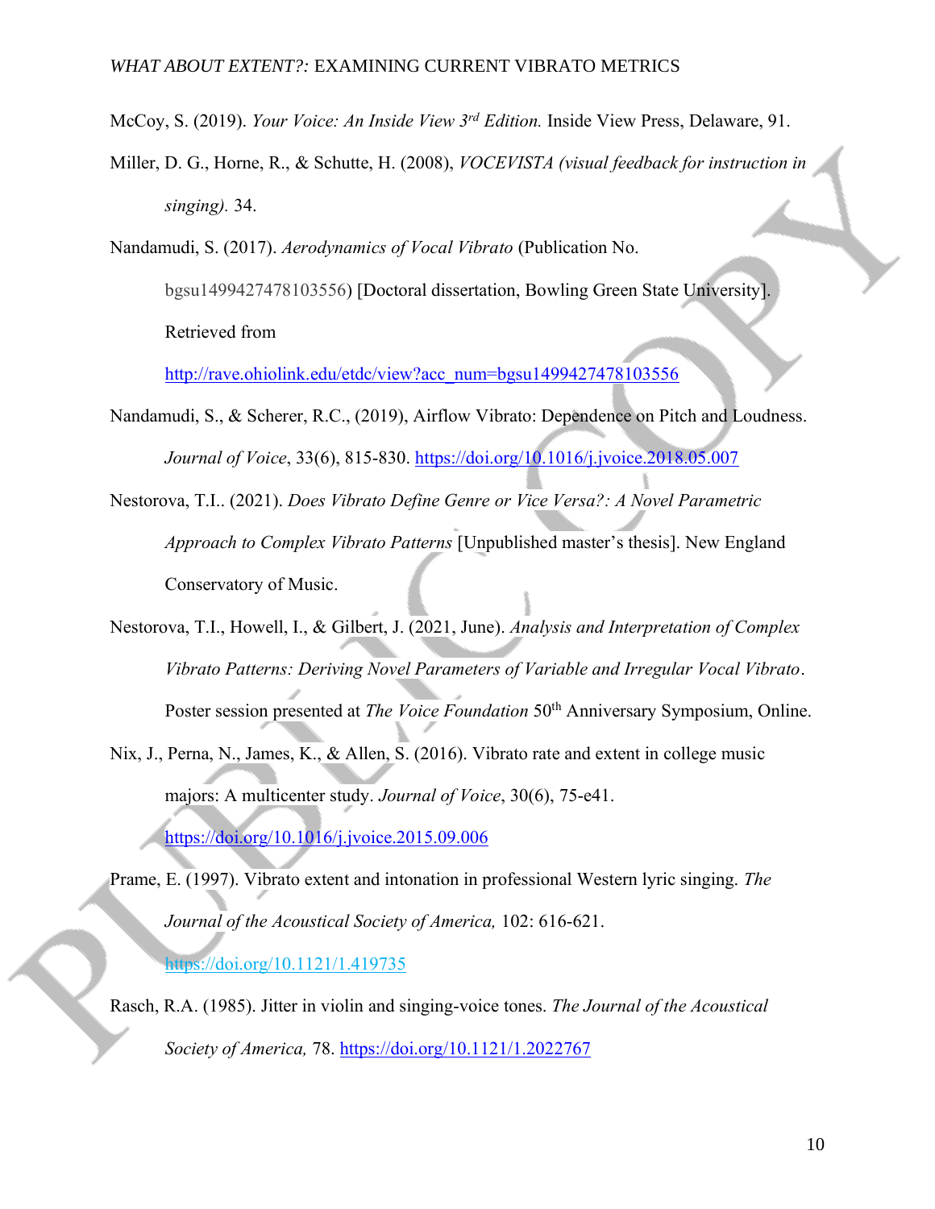McCoy, S. (2019). *Your Voice: An Inside View 3rd Edition.* Inside View Press, Delaware, 91.

Miller, D. G., Horne, R., & Schutte, H. (2008), *VOCEVISTA (visual feedback for instruction in singing).* 34.

Nandamudi, S. (2017). *Aerodynamics of Vocal Vibrato* (Publication No. bgsu1499427478103556) [Doctoral dissertation, Bowling Green State University]. Retrieved from http://rave.ohiolink.edu/etdc/view?acc_num=bgsu1499427478103556

Nandamudi, S., & Scherer, R.C., (2019), Airflow Vibrato: Dependence on Pitch and Loudness. *Journal of Voice*, 33(6), 815-830. https://doi.org/10.1016/j.jvoice.2018.05.007

Nestorova, T.I.. (2021). *Does Vibrato Define Genre or Vice Versa?: A Novel Parametric Approach to Complex Vibrato Patterns* [Unpublished master's thesis]. New England Conservatory of Music.

Nestorova, T.I., Howell, I., & Gilbert, J. (2021, June). *Analysis and Interpretation of Complex Vibrato Patterns: Deriving Novel Parameters of Variable and Irregular Vocal Vibrato*. Poster session presented at *The Voice Foundation* 50th Anniversary Symposium, Online.

Nix, J., Perna, N., James, K., & Allen, S. (2016). Vibrato rate and extent in college music majors: A multicenter study. *Journal of Voice*, 30(6), 75-e41. https://doi.org/10.1016/j.jvoice.2015.09.006

Prame, E. (1997). Vibrato extent and intonation in professional Western lyric singing. *The Journal of the Acoustical Society of America,* 102: 616-621. https://doi.org/10.1121/1.419735

Rasch, R.A. (1985). Jitter in violin and singing-voice tones. *The Journal of the Acoustical Society of America,* 78. https://doi.org/10.1121/1.2022767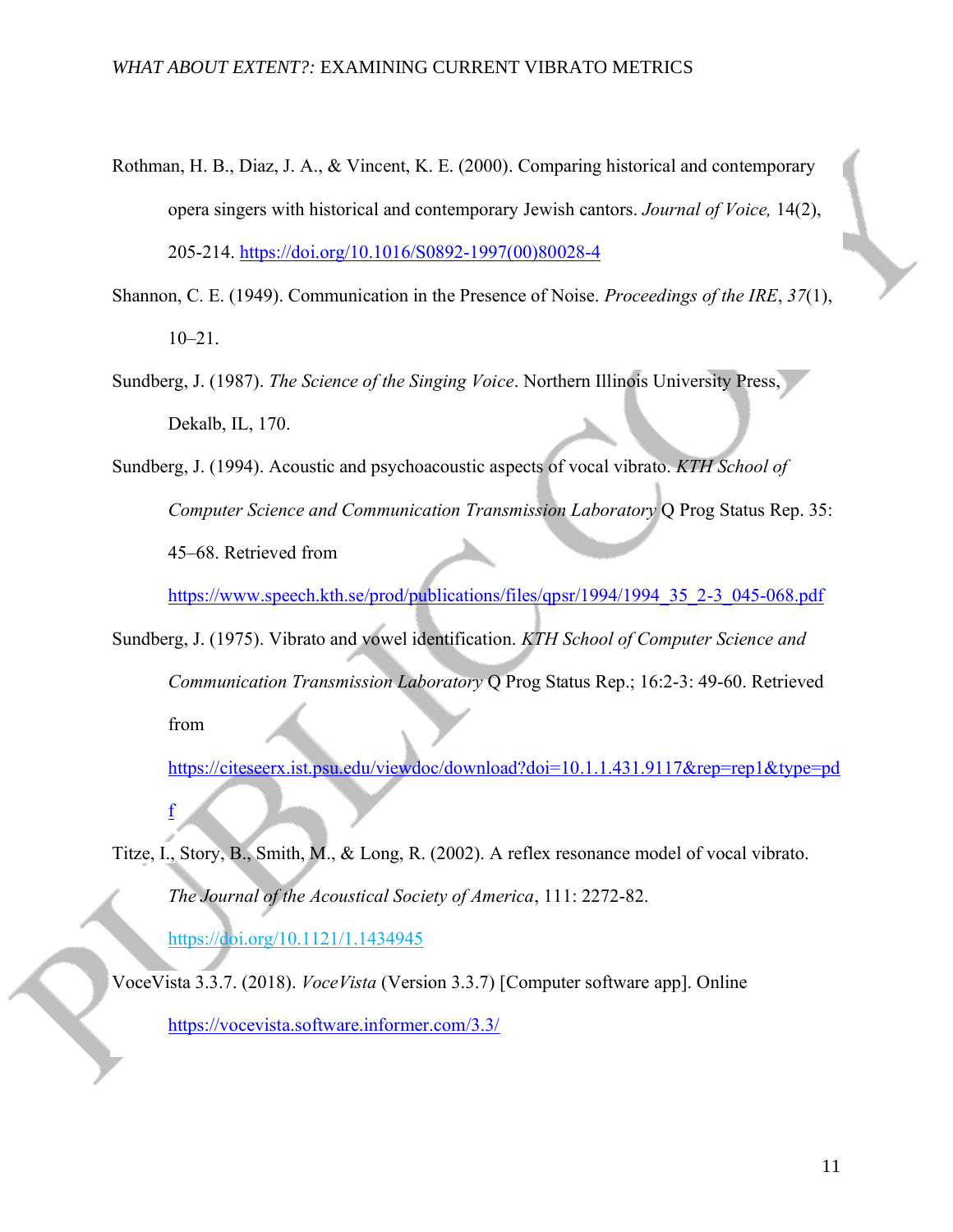Rothman, H. B., Diaz, J. A., & Vincent, K. E. (2000). Comparing historical and contemporary opera singers with historical and contemporary Jewish cantors. *Journal of Voice,* 14(2), 205-214. https://doi.org/10.1016/S0892-1997(00)80028-4

Shannon, C. E. (1949). Communication in the Presence of Noise. *Proceedings of the IRE*, *37*(1), 10–21.

Sundberg, J. (1987). *The Science of the Singing Voice*. Northern Illinois University Press, Dekalb, IL, 170.

Sundberg, J. (1994). Acoustic and psychoacoustic aspects of vocal vibrato. *KTH School of Computer Science and Communication Transmission Laboratory* Q Prog Status Rep. 35: 45–68. Retrieved from https://www.speech.kth.se/prod/publications/files/qpsr/1994/1994_35_2-3_045-068.pdf

Sundberg, J. (1975). Vibrato and vowel identification. *KTH School of Computer Science and Communication Transmission Laboratory* Q Prog Status Rep.; 16:2-3: 49-60. Retrieved from https://citeseerx.ist.psu.edu/viewdoc/download?doi=10.1.1.431.9117&rep=rep1&type=pdf

Titze, I., Story, B., Smith, M., & Long, R. (2002). A reflex resonance model of vocal vibrato. *The Journal of the Acoustical Society of America*, 111: 2272-82. https://doi.org/10.1121/1.1434945

VoceVista 3.3.7. (2018). *VoceVista* (Version 3.3.7) [Computer software app]. Online https://vocevista.software.informer.com/3.3/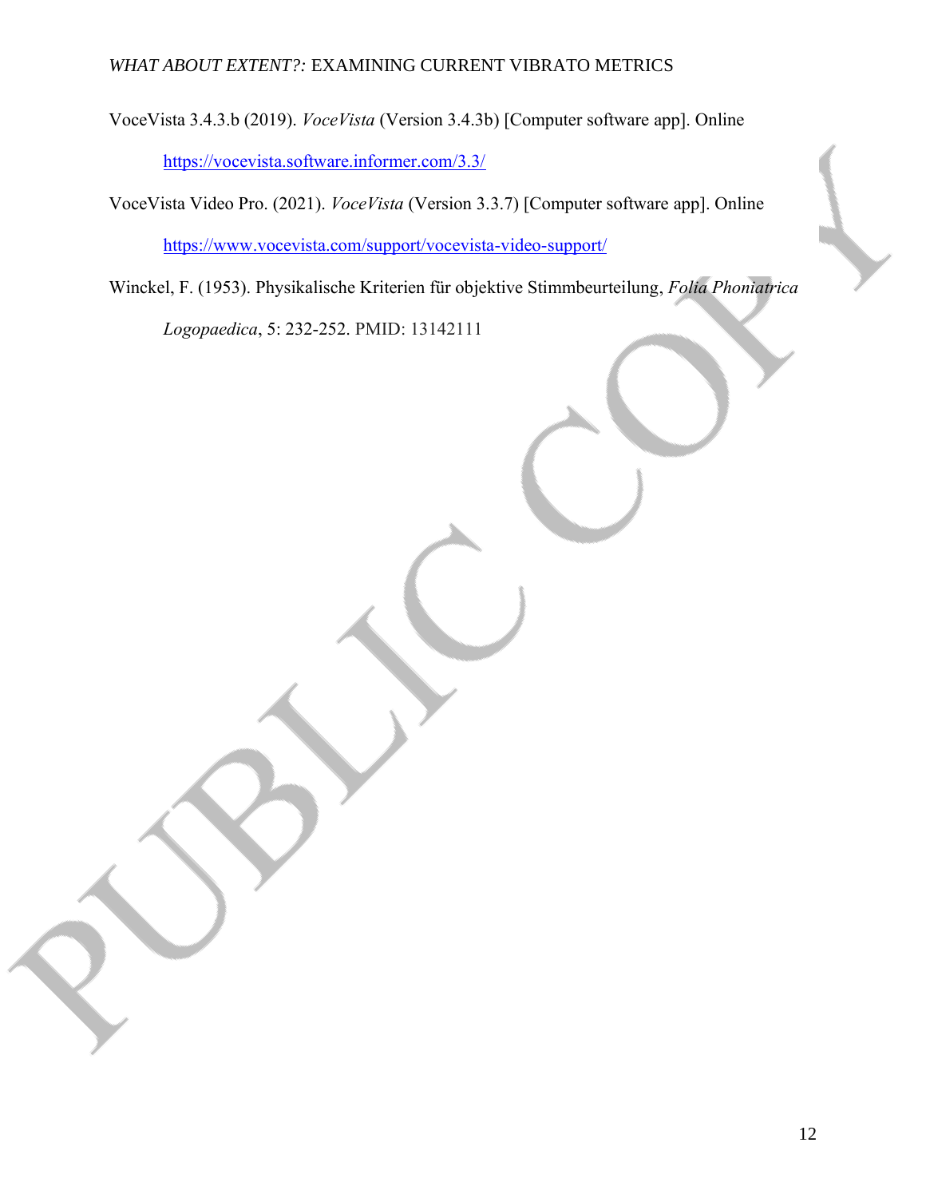VoceVista 3.4.3.b (2019). *VoceVista* (Version 3.4.3b) [Computer software app]. Online https://vocevista.software.informer.com/3.3/

VoceVista Video Pro. (2021). *VoceVista* (Version 3.3.7) [Computer software app]. Online https://www.vocevista.com/support/vocevista-video-support/

Winckel, F. (1953). Physikalische Kriterien für objektive Stimmbeurteilung, *Folia Phoniatrica Logopaedica*, 5: 232-252. PMID: 13142111